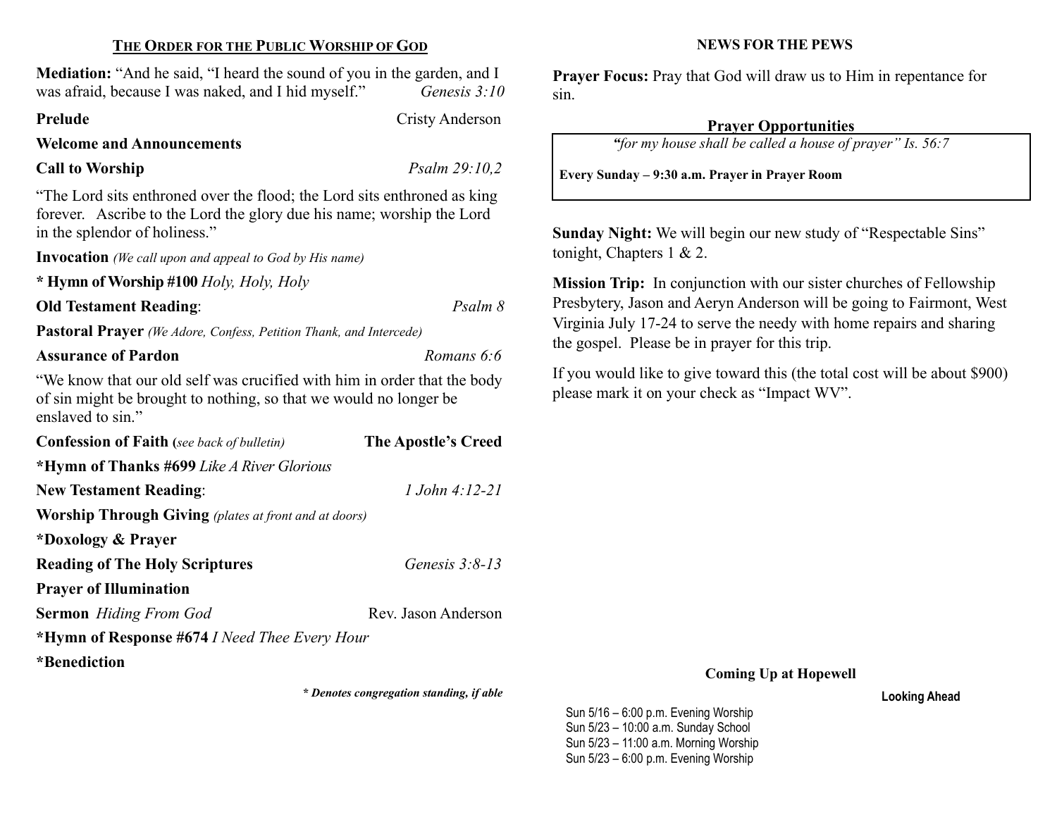## THE ORDER FOR THE PUBLIC WORSHIP OF GOD

**Mediation:** "And he said, "I heard the sound of you in the garden, and I was afraid, because I was naked, and I hid myself." *Genesis 3:10*

**Prelude** Cristy Anderson

**Welcome and Announcements**

**Call to Worship** *Psalm 29:10,2*

"The Lord sits enthroned over the flood; the Lord sits enthroned as king forever. Ascribe to the Lord the glory due his name; worship the Lord in the splendor of holiness."

**Invocation** *(We call upon and appeal to God by His name)*

**\* Hymn of Worship #100** *Holy, Holy, Holy*

**Old Testament Reading**: *Psalm 8*

**Pastoral Prayer** *(We Adore, Confess, Petition Thank, and Intercede)*

**Assurance of Pardon** *Romans 6:6*

"We know that our old self was crucified with him in order that the body of sin might be brought to nothing, so that we would no longer be enslaved to sin."

**Confession of Faith (***see back of bulletin***)** **The Apostle's Creed**

**\*Hymn of Thanks #699** *Like A River Glorious*

**New Testament Reading**: *1 John 4:12-21*

**Worship Through Giving** *(plates at front and at doors)*

**\*Doxology & Prayer**

**Reading of The Holy Scriptures** *Genesis 3:8-13*

**Prayer of Illumination**

**Sermon** *Hiding From God* Rev. Jason Anderson

**\*Hymn of Response #674** *I Need Thee Every Hour*

**\*Benediction**

***\* Denotes congregation standing, if able***

## NEWS FOR THE PEWS

**Prayer Focus:** Pray that God will draw us to Him in repentance for sin.

### Prayer Opportunities

*"for my house shall be called a house of prayer" Is. 56:7*

**Every Sunday – 9:30 a.m. Prayer in Prayer Room**

**Sunday Night:** We will begin our new study of "Respectable Sins" tonight, Chapters 1 & 2.

**Mission Trip:** In conjunction with our sister churches of Fellowship Presbytery, Jason and Aeryn Anderson will be going to Fairmont, West Virginia July 17-24 to serve the needy with home repairs and sharing the gospel. Please be in prayer for this trip.

If you would like to give toward this (the total cost will be about $900) please mark it on your check as "Impact WV".

### Coming Up at Hopewell

**Looking Ahead**

Sun 5/16 – 6:00 p.m. Evening Worship
Sun 5/23 – 10:00 a.m. Sunday School
Sun 5/23 – 11:00 a.m. Morning Worship
Sun 5/23 – 6:00 p.m. Evening Worship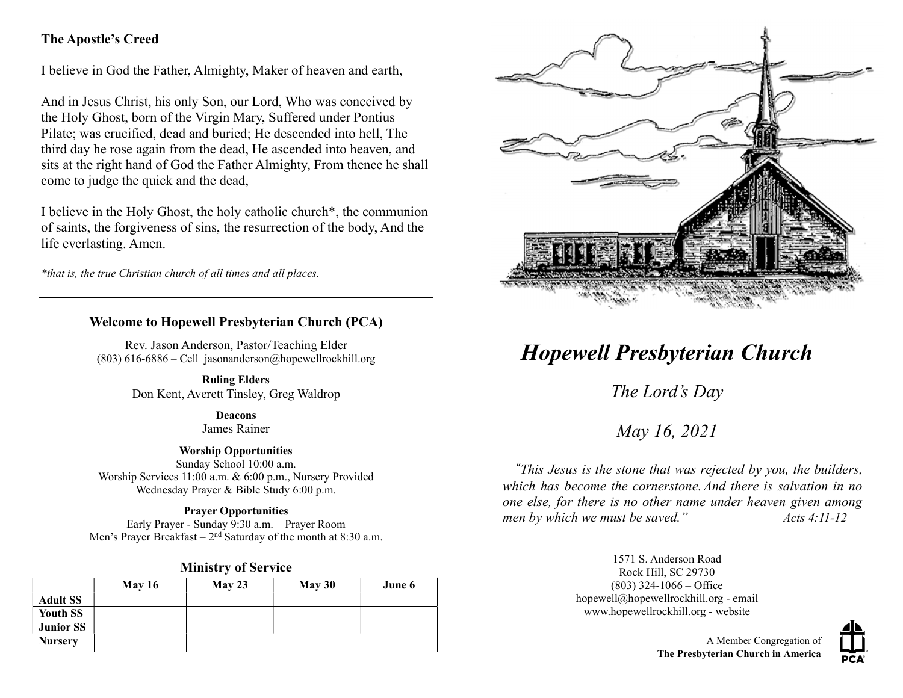**The Apostle's Creed**

I believe in God the Father, Almighty, Maker of heaven and earth,

And in Jesus Christ, his only Son, our Lord, Who was conceived by the Holy Ghost, born of the Virgin Mary, Suffered under Pontius Pilate; was crucified, dead and buried; He descended into hell, The third day he rose again from the dead, He ascended into heaven, and sits at the right hand of God the Father Almighty, From thence he shall come to judge the quick and the dead,

I believe in the Holy Ghost, the holy catholic church*, the communion of saints, the forgiveness of sins, the resurrection of the body, And the life everlasting. Amen.

*\*that is, the true Christian church of all times and all places.*

---

**Welcome to Hopewell Presbyterian Church (PCA)**

Rev. Jason Anderson, Pastor/Teaching Elder
(803) 616-6886 – Cell jasonanderson@hopewellrockhill.org

**Ruling Elders**
Don Kent, Averett Tinsley, Greg Waldrop

**Deacons**
James Rainer

**Worship Opportunities**
Sunday School 10:00 a.m.
Worship Services 11:00 a.m. & 6:00 p.m., Nursery Provided
Wednesday Prayer & Bible Study 6:00 p.m.

**Prayer Opportunities**
Early Prayer - Sunday 9:30 a.m. – Prayer Room
Men's Prayer Breakfast – 2nd Saturday of the month at 8:30 a.m.

**Ministry of Service**

| | May 16 | May 23 | May 30 | June 6 |
|---|---|---|---|---|
| **Adult SS** | | | | |
| **Youth SS** | | | | |
| **Junior SS** | | | | |
| **Nursery** | | | | |

# *Hopewell Presbyterian Church*

*The Lord's Day*

*May 16, 2021*

*"This Jesus is the stone that was rejected by you, the builders, which has become the cornerstone. And there is salvation in no one else, for there is no other name under heaven given among men by which we must be saved."* *Acts 4:11-12*

1571 S. Anderson Road
Rock Hill, SC 29730
(803) 324-1066 – Office
hopewell@hopewellrockhill.org - email
www.hopewellrockhill.org - website

A Member Congregation of
**The Presbyterian Church in America**